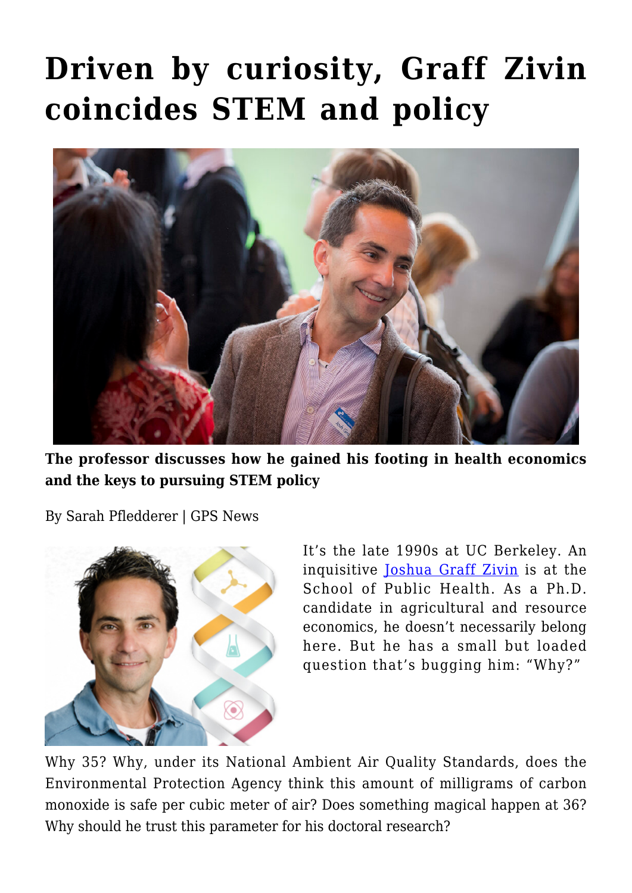# Driven by curiosity, Graff Zivin coincides STEM and policy

**The professor discusses how he gained his footing in health economics and the keys to pursuing STEM policy**

By Sarah Pfledderer | GPS News

It's the late 1990s at UC Berkeley. An inquisitive Joshua Graff Zivin is at the School of Public Health. As a Ph.D. candidate in agricultural and resource economics, he doesn't necessarily belong here. But he has a small but loaded question that's bugging him: "Why?"

Why 35? Why, under its National Ambient Air Quality Standards, does the Environmental Protection Agency think this amount of milligrams of carbon monoxide is safe per cubic meter of air? Does something magical happen at 36? Why should he trust this parameter for his doctoral research?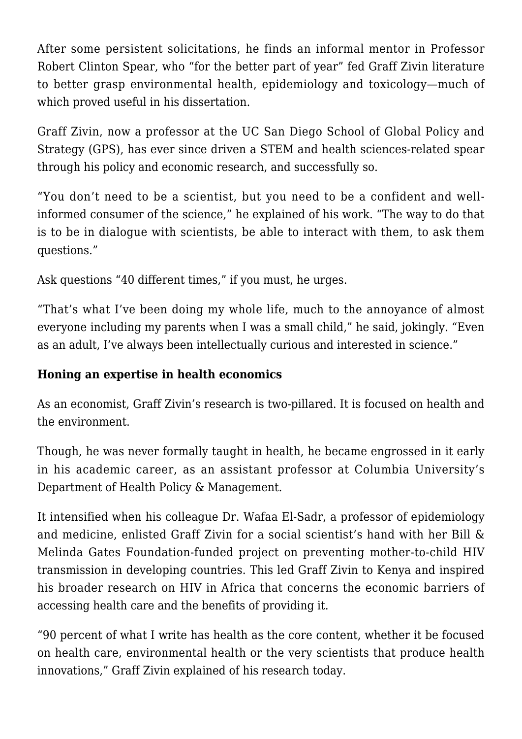After some persistent solicitations, he finds an informal mentor in Professor Robert Clinton Spear, who “for the better part of year” fed Graff Zivin literature to better grasp environmental health, epidemiology and toxicology—much of which proved useful in his dissertation.

Graff Zivin, now a professor at the UC San Diego School of Global Policy and Strategy (GPS), has ever since driven a STEM and health sciences-related spear through his policy and economic research, and successfully so.

“You don’t need to be a scientist, but you need to be a confident and well-informed consumer of the science,” he explained of his work. “The way to do that is to be in dialogue with scientists, be able to interact with them, to ask them questions.”

Ask questions “40 different times,” if you must, he urges.

“That’s what I’ve been doing my whole life, much to the annoyance of almost everyone including my parents when I was a small child,” he said, jokingly. “Even as an adult, I’ve always been intellectually curious and interested in science.”

**Honing an expertise in health economics**

As an economist, Graff Zivin’s research is two-pillared. It is focused on health and the environment.

Though, he was never formally taught in health, he became engrossed in it early in his academic career, as an assistant professor at Columbia University’s Department of Health Policy & Management.

It intensified when his colleague Dr. Wafaa El-Sadr, a professor of epidemiology and medicine, enlisted Graff Zivin for a social scientist’s hand with her Bill & Melinda Gates Foundation-funded project on preventing mother-to-child HIV transmission in developing countries. This led Graff Zivin to Kenya and inspired his broader research on HIV in Africa that concerns the economic barriers of accessing health care and the benefits of providing it.

“90 percent of what I write has health as the core content, whether it be focused on health care, environmental health or the very scientists that produce health innovations,” Graff Zivin explained of his research today.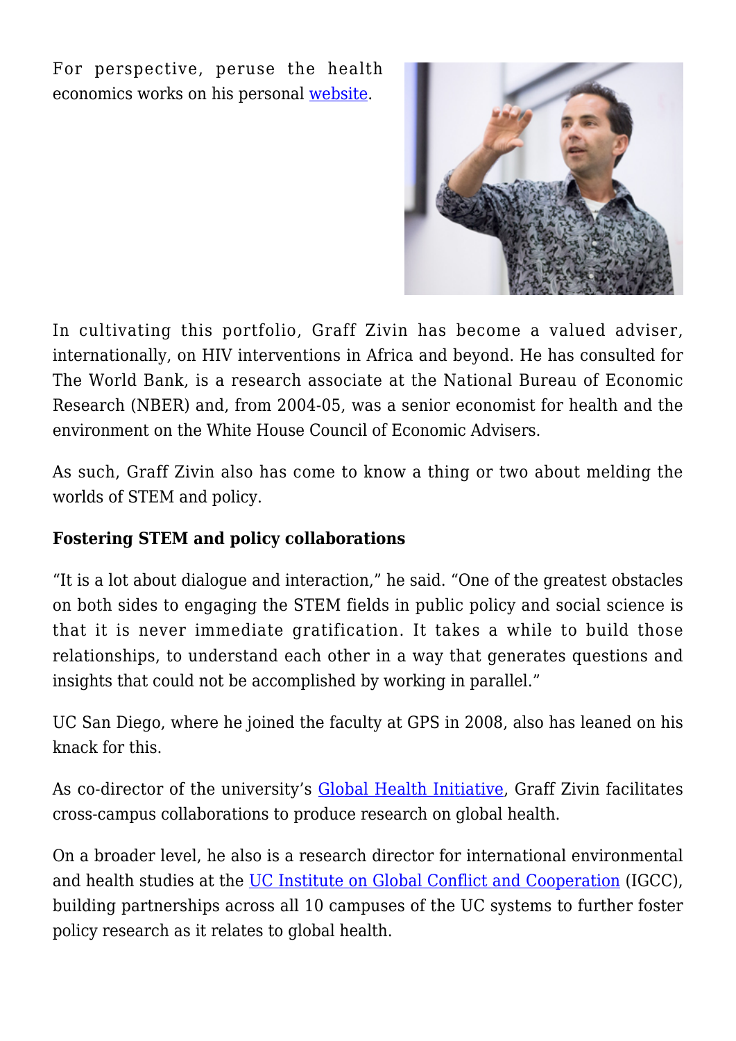For perspective, peruse the health economics works on his personal website.

In cultivating this portfolio, Graff Zivin has become a valued adviser, internationally, on HIV interventions in Africa and beyond. He has consulted for The World Bank, is a research associate at the National Bureau of Economic Research (NBER) and, from 2004-05, was a senior economist for health and the environment on the White House Council of Economic Advisers.

As such, Graff Zivin also has come to know a thing or two about melding the worlds of STEM and policy.

**Fostering STEM and policy collaborations**

"It is a lot about dialogue and interaction," he said. "One of the greatest obstacles on both sides to engaging the STEM fields in public policy and social science is that it is never immediate gratification. It takes a while to build those relationships, to understand each other in a way that generates questions and insights that could not be accomplished by working in parallel."

UC San Diego, where he joined the faculty at GPS in 2008, also has leaned on his knack for this.

As co-director of the university's Global Health Initiative, Graff Zivin facilitates cross-campus collaborations to produce research on global health.

On a broader level, he also is a research director for international environmental and health studies at the UC Institute on Global Conflict and Cooperation (IGCC), building partnerships across all 10 campuses of the UC systems to further foster policy research as it relates to global health.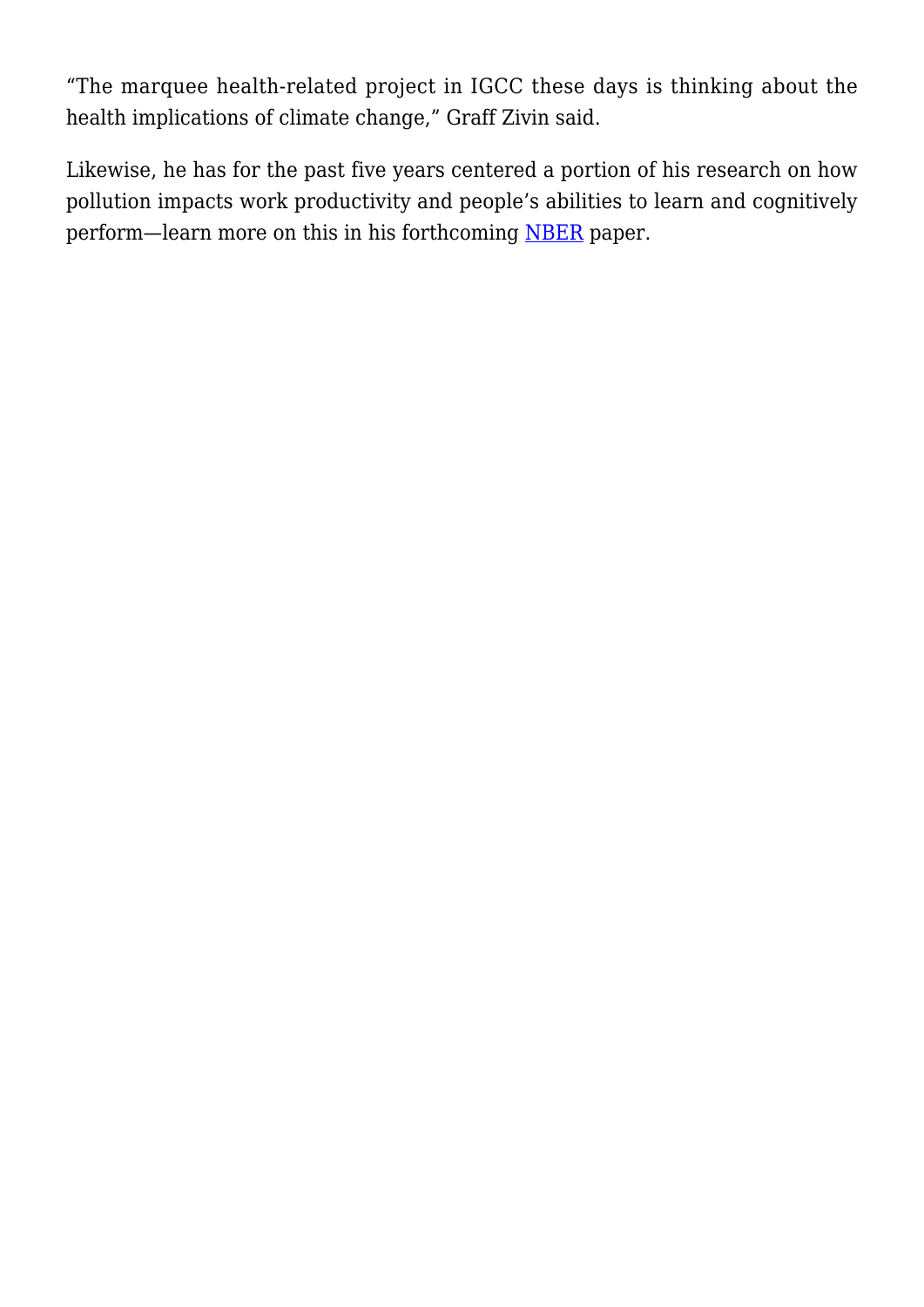"The marquee health-related project in IGCC these days is thinking about the health implications of climate change," Graff Zivin said.

Likewise, he has for the past five years centered a portion of his research on how pollution impacts work productivity and people's abilities to learn and cognitively perform—learn more on this in his forthcoming NBER paper.